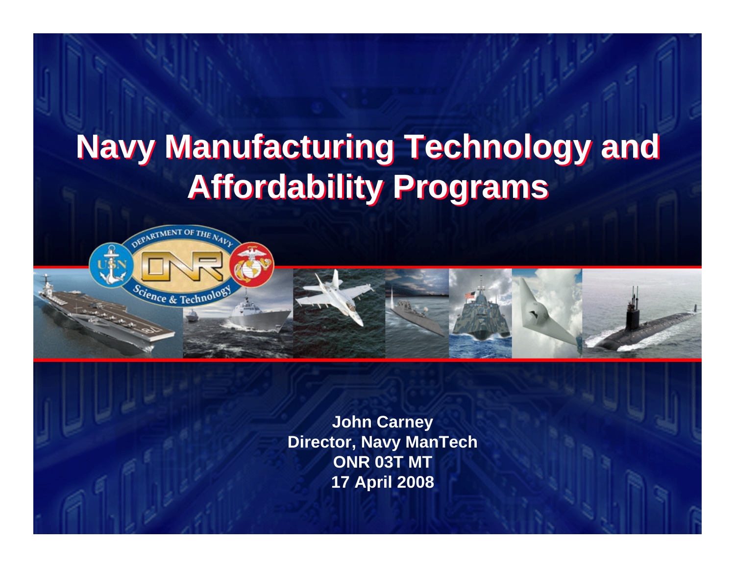# Navy Manufacturing Technology and Affordability Programs

**John Carney**
**Director, Navy ManTech**
**ONR 03T MT**
**17 April 2008**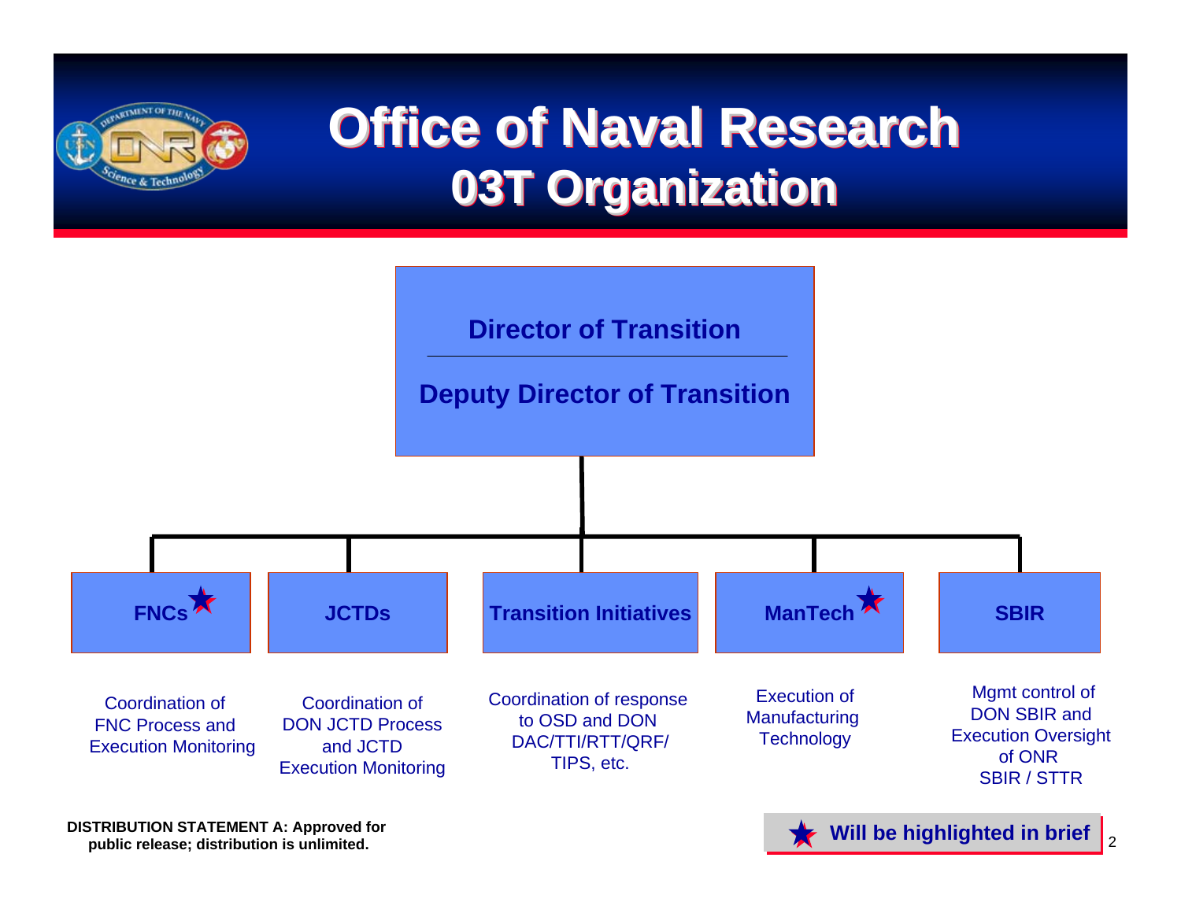# Office of Naval Research
## 03T Organization

**Director of Transition**

**Deputy Director of Transition**

- **FNCs** ★ — Coordination of FNC Process and Execution Monitoring
- **JCTDs** — Coordination of DON JCTD Process and JCTD Execution Monitoring
- **Transition Initiatives** — Coordination of response to OSD and DON DAC/TTI/RTT/QRF/ TIPS, etc.
- **ManTech** ★ — Execution of Manufacturing Technology
- **SBIR** — Mgmt control of DON SBIR and Execution Oversight of ONR SBIR / STTR

★ **Will be highlighted in brief**

**DISTRIBUTION STATEMENT A: Approved for public release; distribution is unlimited.**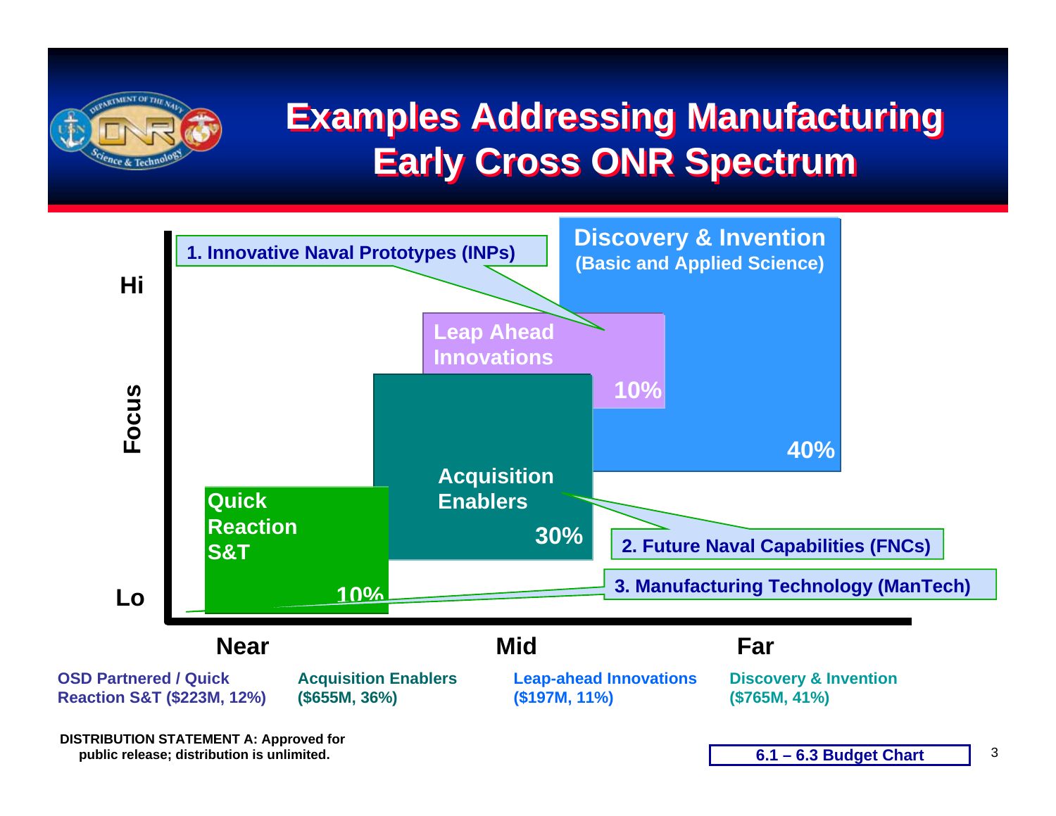# Examples Addressing Manufacturing Early Cross ONR Spectrum

Focus: Hi / Lo

- **1. Innovative Naval Prototypes (INPs)**
- **2. Future Naval Capabilities (FNCs)**
- **3. Manufacturing Technology (ManTech)**

**Discovery & Invention** (Basic and Applied Science) — 40%

**Leap Ahead Innovations** — 10%

**Acquisition Enablers** — 30%

**Quick Reaction S&T** — 10%

**Near** | **Mid** | **Far**

| OSD Partnered / Quick Reaction S&T ($223M, 12%) | Acquisition Enablers ($655M, 36%) | Leap-ahead Innovations ($197M, 11%) | Discovery & Invention ($765M, 41%) |
|---|---|---|---|

DISTRIBUTION STATEMENT A: Approved for public release; distribution is unlimited.

6.1 – 6.3 Budget Chart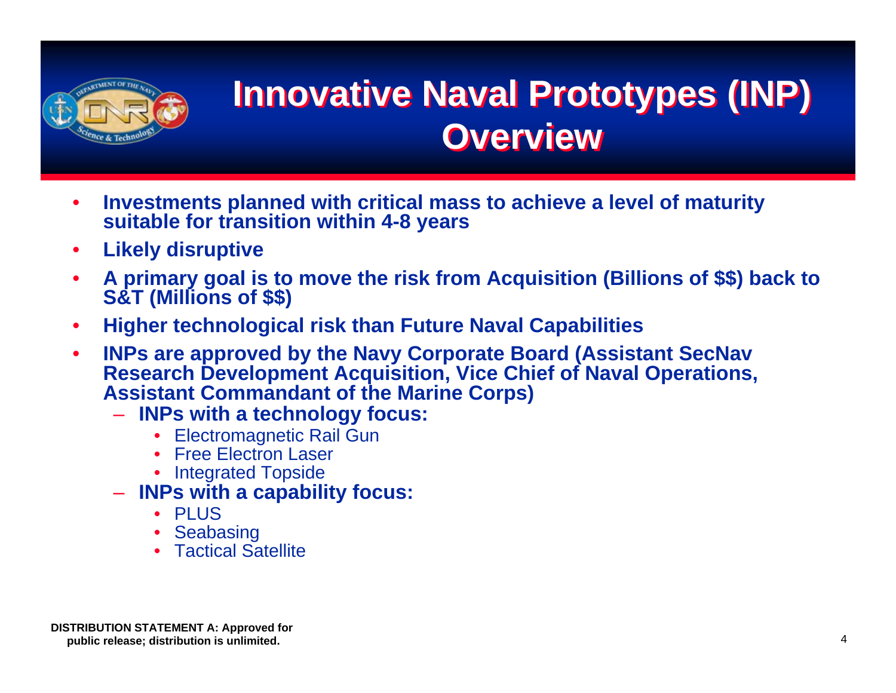# Innovative Naval Prototypes (INP) Overview

- **Investments planned with critical mass to achieve a level of maturity suitable for transition within 4-8 years**
- **Likely disruptive**
- **A primary goal is to move the risk from Acquisition (Billions of $$) back to S&T (Millions of $$)**
- **Higher technological risk than Future Naval Capabilities**
- **INPs are approved by the Navy Corporate Board (Assistant SecNav Research Development Acquisition, Vice Chief of Naval Operations, Assistant Commandant of the Marine Corps)**
  - **INPs with a technology focus:**
    - Electromagnetic Rail Gun
    - Free Electron Laser
    - Integrated Topside
  - **INPs with a capability focus:**
    - PLUS
    - Seabasing
    - Tactical Satellite

**DISTRIBUTION STATEMENT A: Approved for public release; distribution is unlimited.**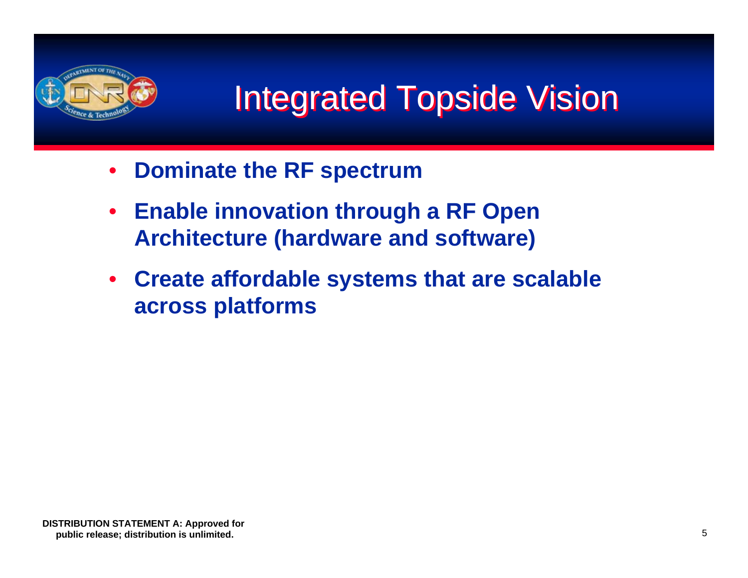# Integrated Topside Vision

- **Dominate the RF spectrum**
- **Enable innovation through a RF Open Architecture (hardware and software)**
- **Create affordable systems that are scalable across platforms**

**DISTRIBUTION STATEMENT A: Approved for public release; distribution is unlimited.**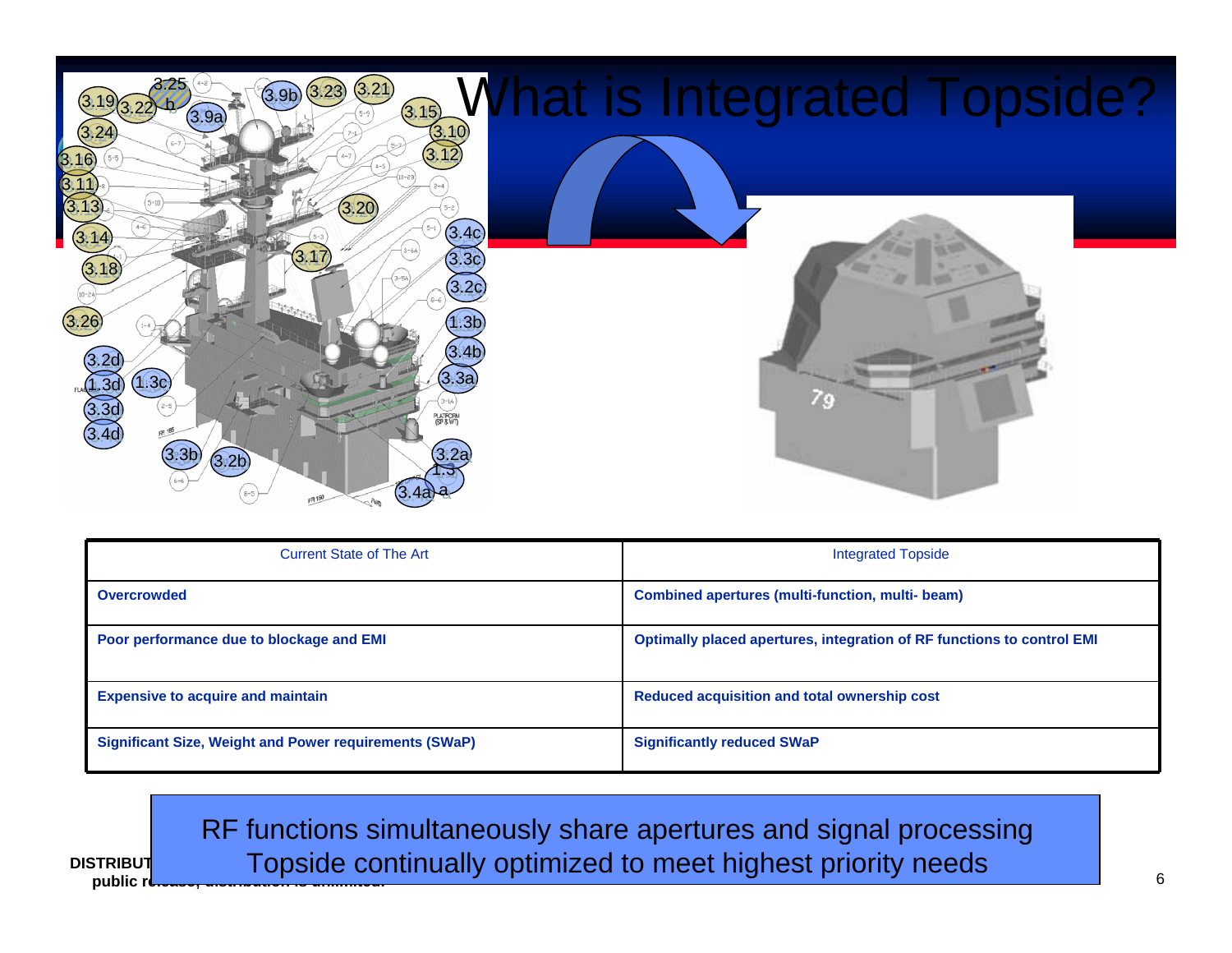# What is Integrated Topside?

| Current State of The Art | Integrated Topside |
|---|---|
| **Overcrowded** | **Combined apertures (multi-function, multi- beam)** |
| **Poor performance due to blockage and EMI** | **Optimally placed apertures, integration of RF functions to control EMI** |
| **Expensive to acquire and maintain** | **Reduced acquisition and total ownership cost** |
| **Significant Size, Weight and Power requirements (SWaP)** | **Significantly reduced SWaP** |

RF functions simultaneously share apertures and signal processing
Topside continually optimized to meet highest priority needs

**DISTRIBUTION ... public release; distribution is unlimited.**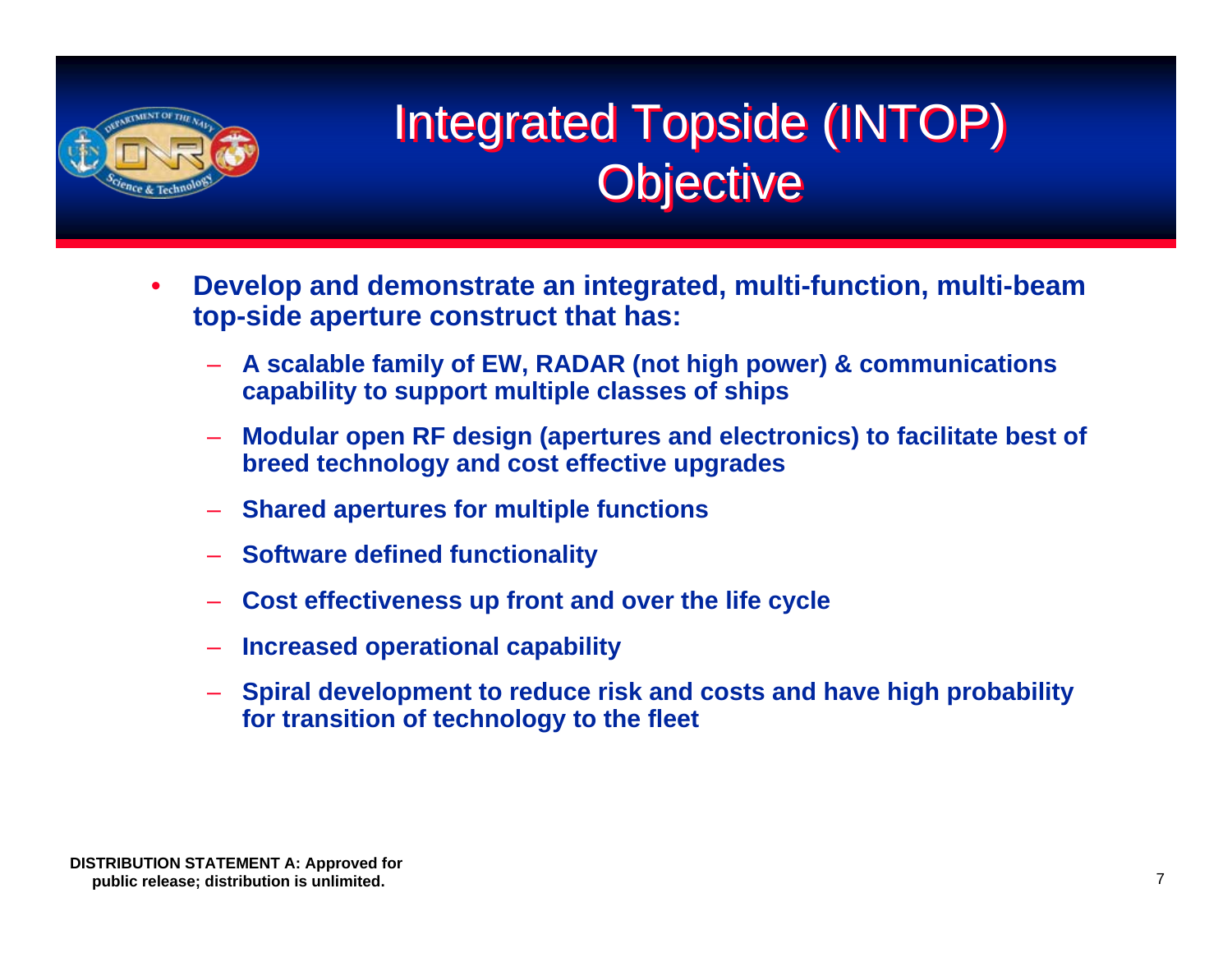# Integrated Topside (INTOP) Objective

- **Develop and demonstrate an integrated, multi-function, multi-beam top-side aperture construct that has:**
  - **A scalable family of EW, RADAR (not high power) & communications capability to support multiple classes of ships**
  - **Modular open RF design (apertures and electronics) to facilitate best of breed technology and cost effective upgrades**
  - **Shared apertures for multiple functions**
  - **Software defined functionality**
  - **Cost effectiveness up front and over the life cycle**
  - **Increased operational capability**
  - **Spiral development to reduce risk and costs and have high probability for transition of technology to the fleet**

**DISTRIBUTION STATEMENT A: Approved for public release; distribution is unlimited.**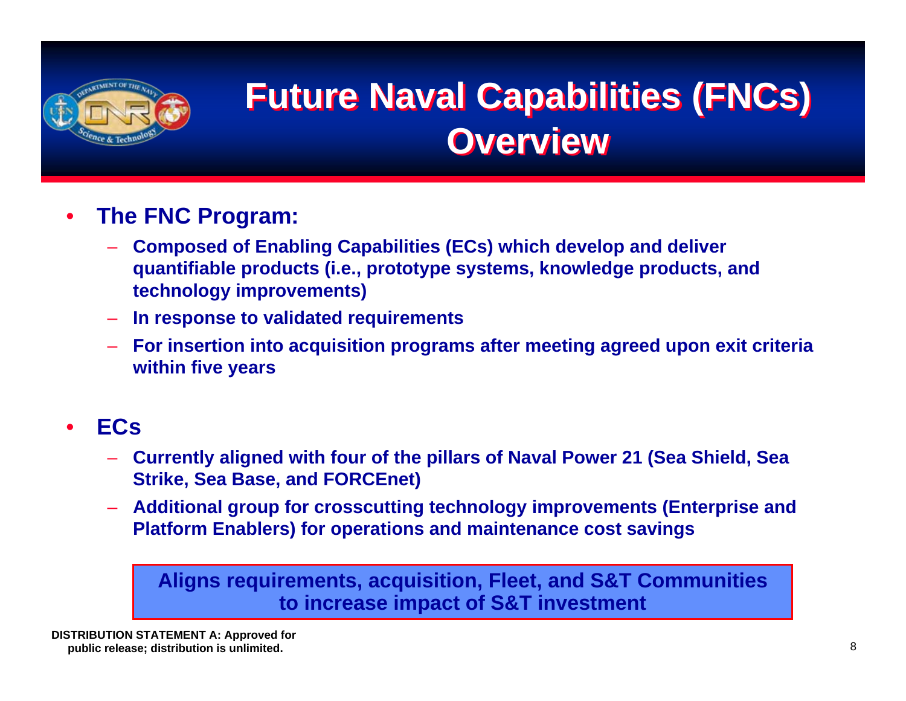# Future Naval Capabilities (FNCs) Overview

- **The FNC Program:**
  - **Composed of Enabling Capabilities (ECs) which develop and deliver quantifiable products (i.e., prototype systems, knowledge products, and technology improvements)**
  - **In response to validated requirements**
  - **For insertion into acquisition programs after meeting agreed upon exit criteria within five years**

- **ECs**
  - **Currently aligned with four of the pillars of Naval Power 21 (Sea Shield, Sea Strike, Sea Base, and FORCEnet)**
  - **Additional group for crosscutting technology improvements (Enterprise and Platform Enablers) for operations and maintenance cost savings**

**Aligns requirements, acquisition, Fleet, and S&T Communities to increase impact of S&T investment**

**DISTRIBUTION STATEMENT A: Approved for public release; distribution is unlimited.**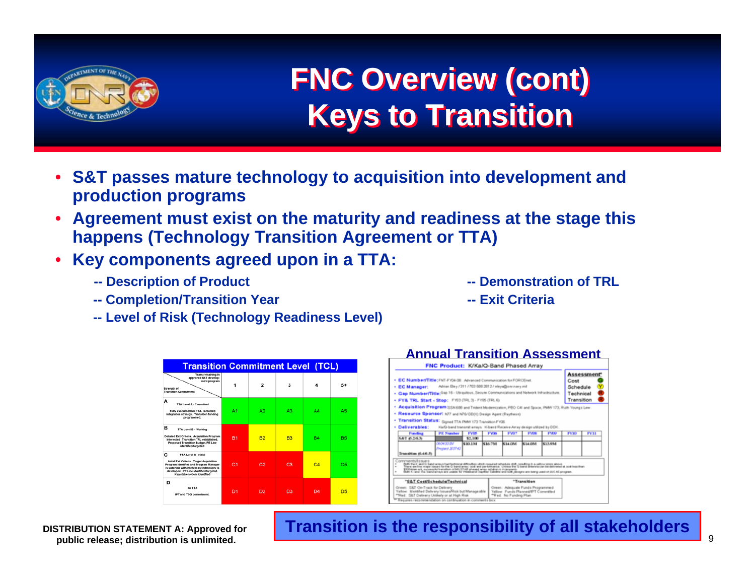# FNC Overview (cont) Keys to Transition

- **S&T passes mature technology to acquisition into development and production programs**
- **Agreement must exist on the maturity and readiness at the stage this happens (Technology Transition Agreement or TTA)**
- **Key components agreed upon in a TTA:**
  - **-- Description of Product**
  - **-- Completion/Transition Year**
  - **-- Level of Risk (Technology Readiness Level)**
  - **-- Demonstration of TRL**
  - **-- Exit Criteria**

**Transition Commitment Level (TCL)**

| Strength of Transition Commitment \ Years remaining in approved S&T development program | 1 | 2 | 3 | 4 | 5+ |
|---|---|---|---|---|---|
| **A** TTA Level A - Committed. Fully executed final TTA. Including integration strategy. Transition funding programmed. | A1 | A2 | A3 | A4 | A5 |
| **B** TTA Level B - Working. Detailed Exit Criteria. Acquisition Program Interested. Transition TRL established. Proposed Transition Budget, PE Line identified/targeted | B1 | B2 | B3 | B4 | B5 |
| **C** TTA Level C - Initial. Initial Exit Criteria. Target Acquisition Program Identified and Program Manager is watching with interest as technology is developed. PE Line identified/targeted. Key stakeholders identified | C1 | C2 | C3 | C4 | C5 |
| **D** No TTA. IPT and TOG commitment. | D1 | D2 | D3 | D4 | D5 |

**Annual Transition Assessment**

FNC Product: K/Ka/Q-Band Phased Array

- EC Number/Title: FNT-FY04-08 Advanced Communication for FORCEnet
- EC Manager: Adrian Eley / 311 / 703 588 2812 / eleya@onr.navy.mil
- Gap Number/Title: Gap 16 - Ubiquitous, Secure Communications and Network Infrastructure
- FY& TRL Start - Stop: FY03 (TRL 3) - FY05 (TRL 6)
- Acquisition Program: SSN 688 and Trident Modernization, PEO C4I and Space, PMW 173, Ruth Youngs Lew
- Resource Sponsor: N77 and N76/DD(X) Design Agent (Raytheon)
- Transition Status: Signed TTA PMW 173 Transition FY06
- Deliverables: Ka/Q-band transmit arrays. K-band Receive Array design utilized by DDX.

Assessment*: Cost (G), Schedule (Y), Technical (R), Transition (R)

| Funding | PE Number | FY05 | FY06 | FY07 | FY08 | FY09 | FY10 | FY11 |
|---|---|---|---|---|---|---|---|---|
| S&T (6.2/6.3) | | $2,100 | | | | | | |
| Transition (6.4/6.5) | 0604XXX Project XXXX | $10.1M | $16.7M | $34.0M | $14.0M | $13.9M | | |

Comments/Issues

**S&T Cost/Schedule/Technical**
Green: S&T On-Track for Delivery
Yellow: Identified Delivery Issues/Risk but Manageable
**Red: S&T Delivery Unlikely or at High Risk

*Transition
Green: Adequate Funds Programmed
Yellow: Funds Planned/IPT Committed
**Red: No Funding Plan

** Requires recommendation on continuation in comments box

**Transition is the responsibility of all stakeholders**

**DISTRIBUTION STATEMENT A: Approved for public release; distribution is unlimited.**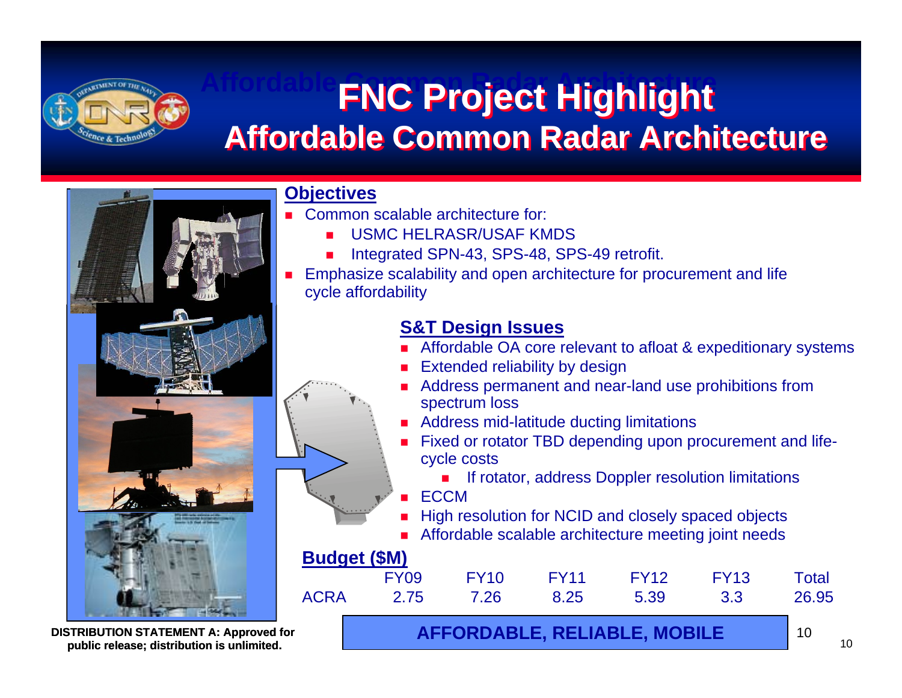# FNC Project Highlight
## Affordable Common Radar Architecture

### Objectives

- Common scalable architecture for:
  - USMC HELRASR/USAF KMDS
  - Integrated SPN-43, SPS-48, SPS-49 retrofit.
- Emphasize scalability and open architecture for procurement and life cycle affordability

### S&T Design Issues

- Affordable OA core relevant to afloat & expeditionary systems
- Extended reliability by design
- Address permanent and near-land use prohibitions from spectrum loss
- Address mid-latitude ducting limitations
- Fixed or rotator TBD depending upon procurement and life-cycle costs
  - If rotator, address Doppler resolution limitations
- ECCM
- High resolution for NCID and closely spaced objects
- Affordable scalable architecture meeting joint needs

### Budget ($M)

| | FY09 | FY10 | FY11 | FY12 | FY13 | Total |
|---|---|---|---|---|---|---|
| ACRA | 2.75 | 7.26 | 8.25 | 5.39 | 3.3 | 26.95 |

**AFFORDABLE, RELIABLE, MOBILE**

**DISTRIBUTION STATEMENT A: Approved for public release; distribution is unlimited.**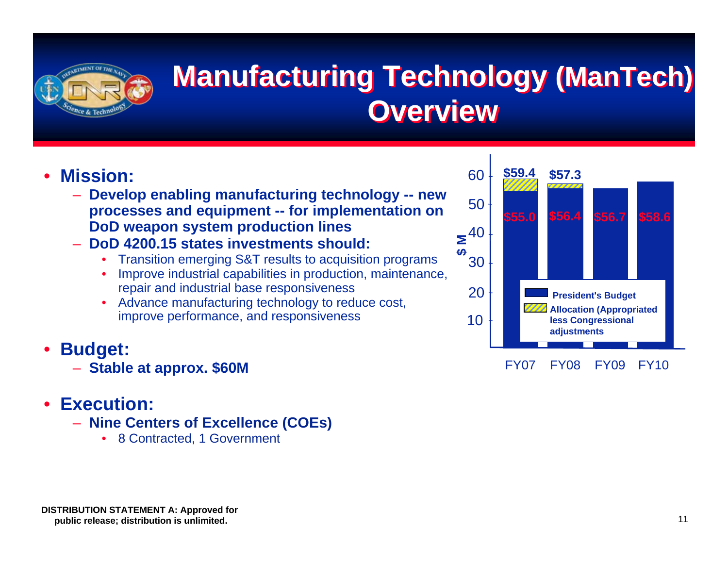# Manufacturing Technology (ManTech) Overview

- **Mission:**
  - **Develop enabling manufacturing technology -- new processes and equipment -- for implementation on DoD weapon system production lines**
  - **DoD 4200.15 states investments should:**
    - Transition emerging S&T results to acquisition programs
    - Improve industrial capabilities in production, maintenance, repair and industrial base responsiveness
    - Advance manufacturing technology to reduce cost, improve performance, and responsiveness
- **Budget:**
  - **Stable at approx. $60M**
- **Execution:**
  - **Nine Centers of Excellence (COEs)**
    - 8 Contracted, 1 Government

| $ M | FY07 | FY08 | FY09 | FY10 |
|---|---|---|---|---|
| President's Budget | $55.0 | $56.4 | $56.7 | $58.6 |
| Allocation (Appropriated less Congressional adjustments) | $59.4 | $57.3 | | |

**DISTRIBUTION STATEMENT A: Approved for public release; distribution is unlimited.**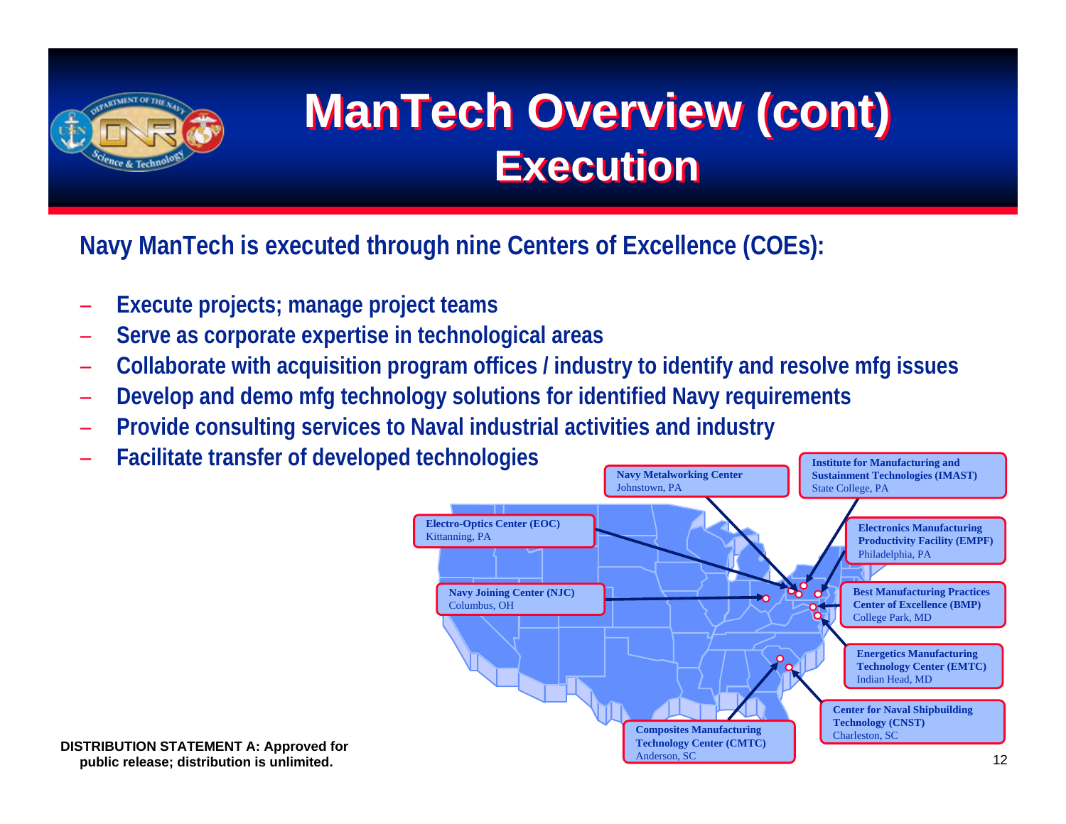# ManTech Overview (cont)
## Execution

**Navy ManTech is executed through nine Centers of Excellence (COEs):**

- **Execute projects; manage project teams**
- **Serve as corporate expertise in technological areas**
- **Collaborate with acquisition program offices / industry to identify and resolve mfg issues**
- **Develop and demo mfg technology solutions for identified Navy requirements**
- **Provide consulting services to Naval industrial activities and industry**
- **Facilitate transfer of developed technologies**

**Navy Metalworking Center**
Johnstown, PA

**Institute for Manufacturing and Sustainment Technologies (IMAST)**
State College, PA

**Electro-Optics Center (EOC)**
Kittanning, PA

**Electronics Manufacturing Productivity Facility (EMPF)**
Philadelphia, PA

**Navy Joining Center (NJC)**
Columbus, OH

**Best Manufacturing Practices Center of Excellence (BMP)**
College Park, MD

**Energetics Manufacturing Technology Center (EMTC)**
Indian Head, MD

**Center for Naval Shipbuilding Technology (CNST)**
Charleston, SC

**Composites Manufacturing Technology Center (CMTC)**
Anderson, SC

**DISTRIBUTION STATEMENT A: Approved for public release; distribution is unlimited.**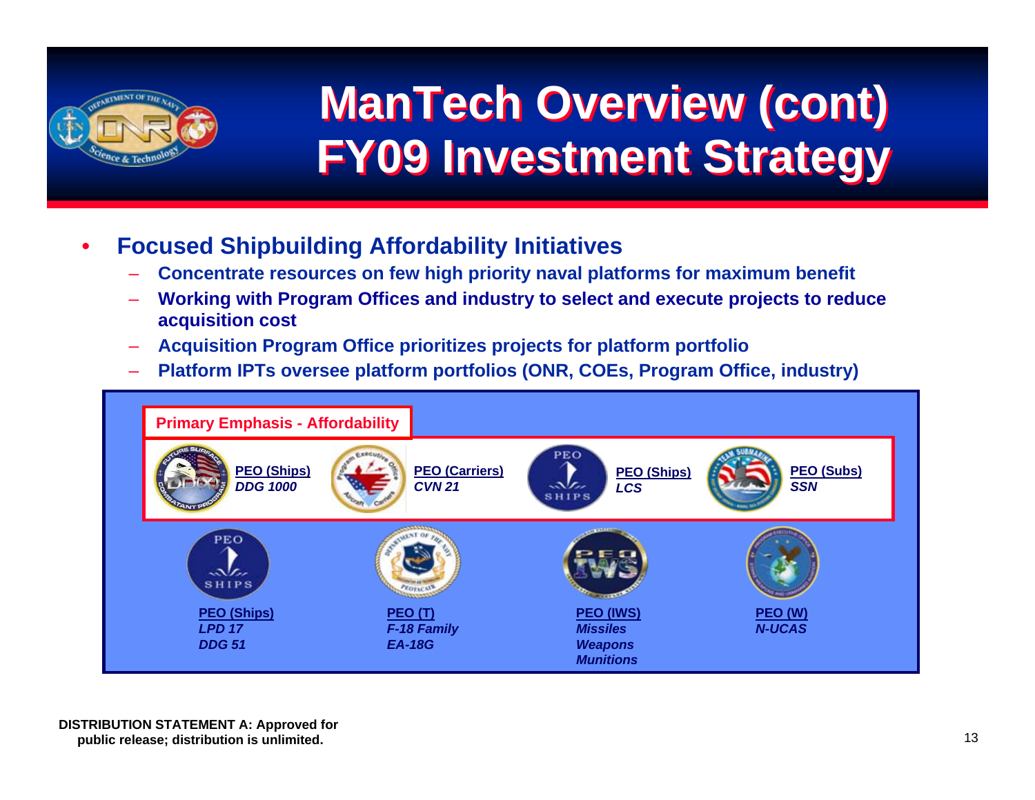# ManTech Overview (cont)
# FY09 Investment Strategy

- **Focused Shipbuilding Affordability Initiatives**
  - **Concentrate resources on few high priority naval platforms for maximum benefit**
  - **Working with Program Offices and industry to select and execute projects to reduce acquisition cost**
  - **Acquisition Program Office prioritizes projects for platform portfolio**
  - **Platform IPTs oversee platform portfolios (ONR, COEs, Program Office, industry)**

**Primary Emphasis - Affordability**

**PEO (Ships)**
*DDG 1000*

**PEO (Carriers)**
*CVN 21*

**PEO (Ships)**
*LCS*

**PEO (Subs)**
*SSN*

**PEO (Ships)**
*LPD 17*
*DDG 51*

**PEO (T)**
*F-18 Family*
*EA-18G*

**PEO (IWS)**
*Missiles*
*Weapons*
*Munitions*

**PEO (W)**
*N-UCAS*

**DISTRIBUTION STATEMENT A: Approved for public release; distribution is unlimited.**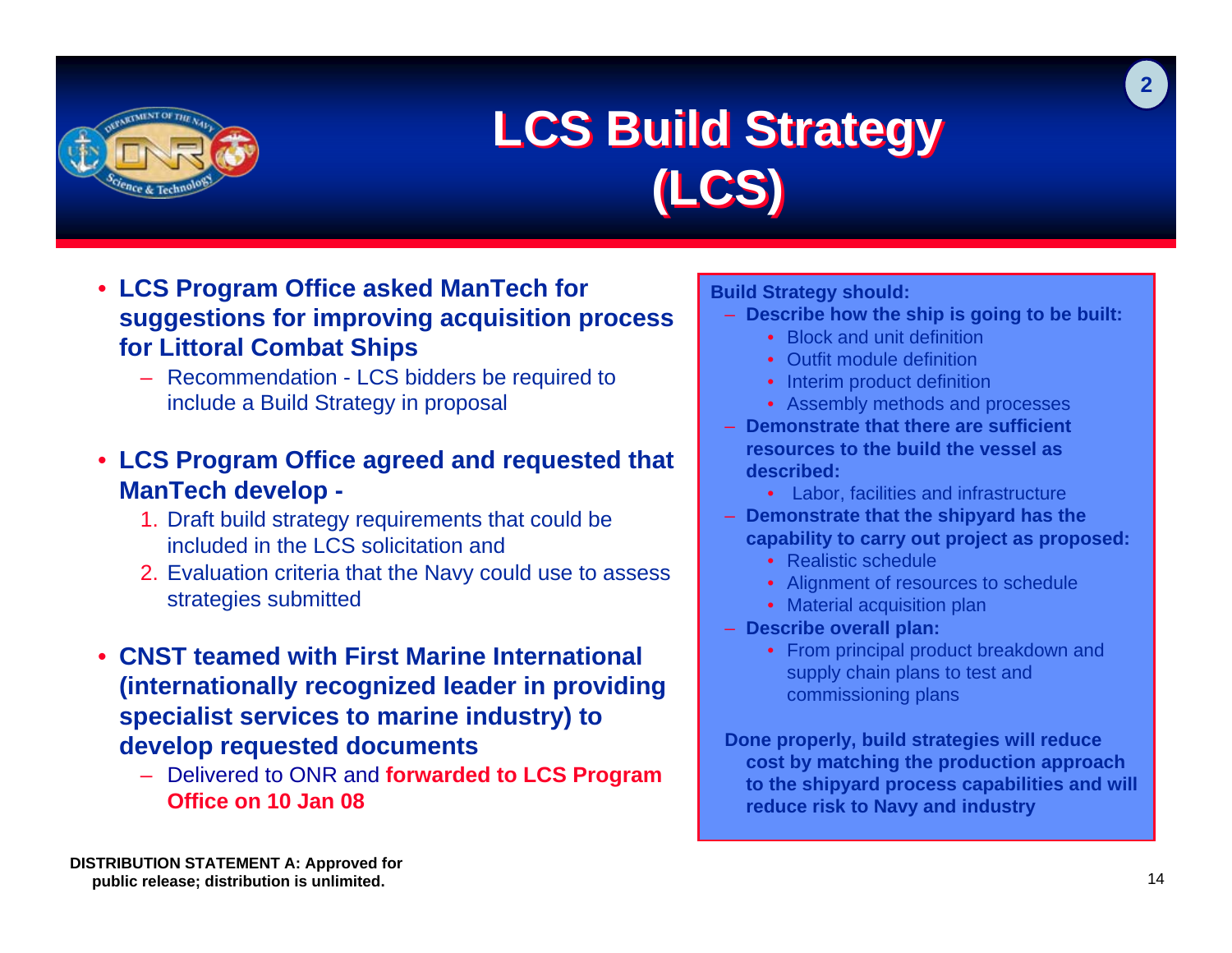# LCS Build Strategy (LCS)

- **LCS Program Office asked ManTech for suggestions for improving acquisition process for Littoral Combat Ships**
  - Recommendation - LCS bidders be required to include a Build Strategy in proposal
- **LCS Program Office agreed and requested that ManTech develop -**
  1. Draft build strategy requirements that could be included in the LCS solicitation and
  2. Evaluation criteria that the Navy could use to assess strategies submitted
- **CNST teamed with First Marine International (internationally recognized leader in providing specialist services to marine industry) to develop requested documents**
  - Delivered to ONR and **forwarded to LCS Program Office on 10 Jan 08**

**Build Strategy should:**

- **Describe how the ship is going to be built:**
  - Block and unit definition
  - Outfit module definition
  - Interim product definition
  - Assembly methods and processes
- **Demonstrate that there are sufficient resources to the build the vessel as described:**
  - Labor, facilities and infrastructure
- **Demonstrate that the shipyard has the capability to carry out project as proposed:**
  - Realistic schedule
  - Alignment of resources to schedule
  - Material acquisition plan
- **Describe overall plan:**
  - From principal product breakdown and supply chain plans to test and commissioning plans

**Done properly, build strategies will reduce cost by matching the production approach to the shipyard process capabilities and will reduce risk to Navy and industry**

**DISTRIBUTION STATEMENT A: Approved for public release; distribution is unlimited.**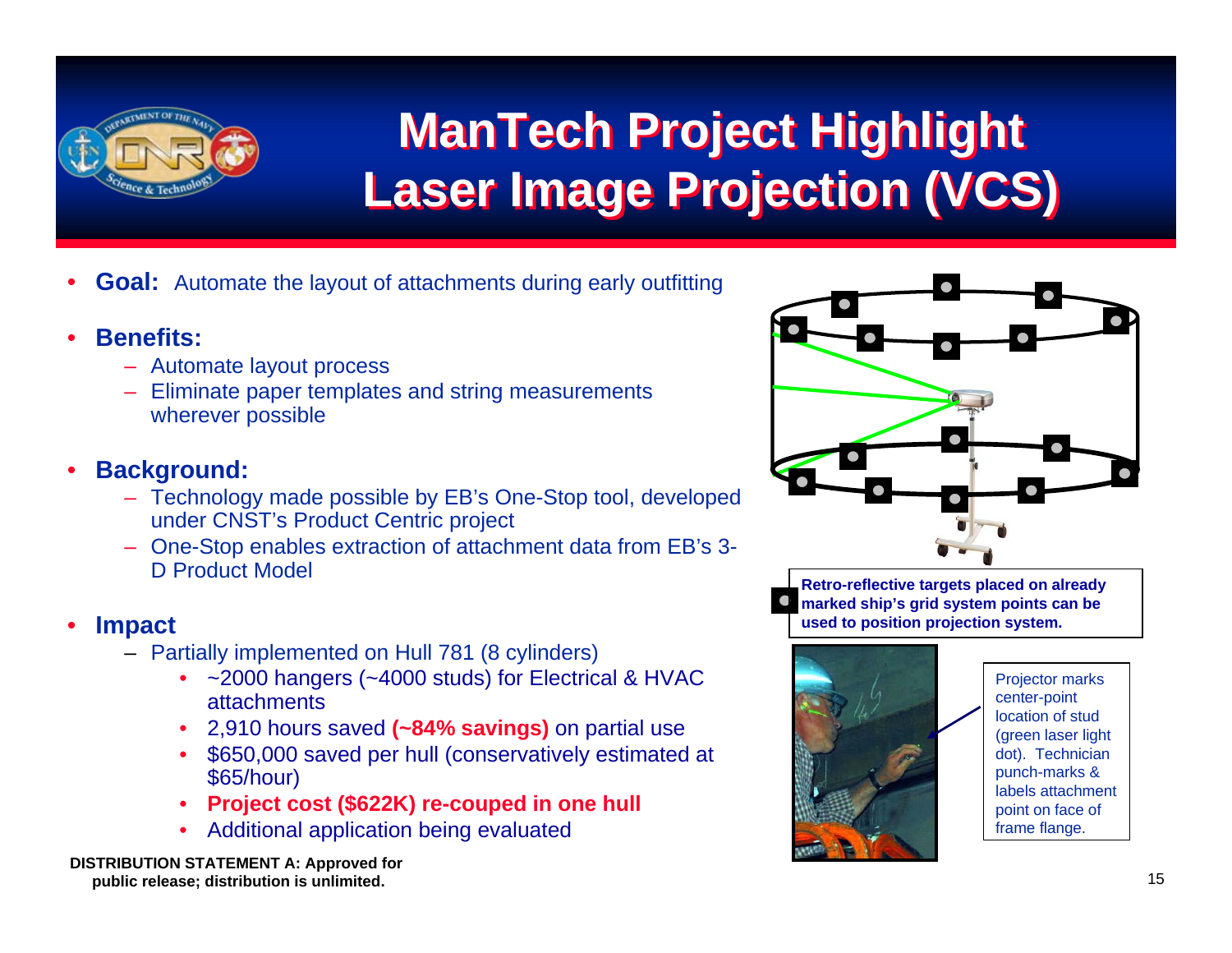# ManTech Project Highlight
# Laser Image Projection (VCS)

- **Goal:** Automate the layout of attachments during early outfitting
- **Benefits:**
  - Automate layout process
  - Eliminate paper templates and string measurements wherever possible
- **Background:**
  - Technology made possible by EB's One-Stop tool, developed under CNST's Product Centric project
  - One-Stop enables extraction of attachment data from EB's 3-D Product Model
- **Impact**
  - Partially implemented on Hull 781 (8 cylinders)
    - ~2000 hangers (~4000 studs) for Electrical & HVAC attachments
    - 2,910 hours saved **(~84% savings)** on partial use
    - $650,000 saved per hull (conservatively estimated at $65/hour)
    - **Project cost ($622K) re-couped in one hull**
    - Additional application being evaluated

**Retro-reflective targets placed on already marked ship's grid system points can be used to position projection system.**

Projector marks center-point location of stud (green laser light dot). Technician punch-marks & labels attachment point on face of frame flange.

**DISTRIBUTION STATEMENT A: Approved for public release; distribution is unlimited.**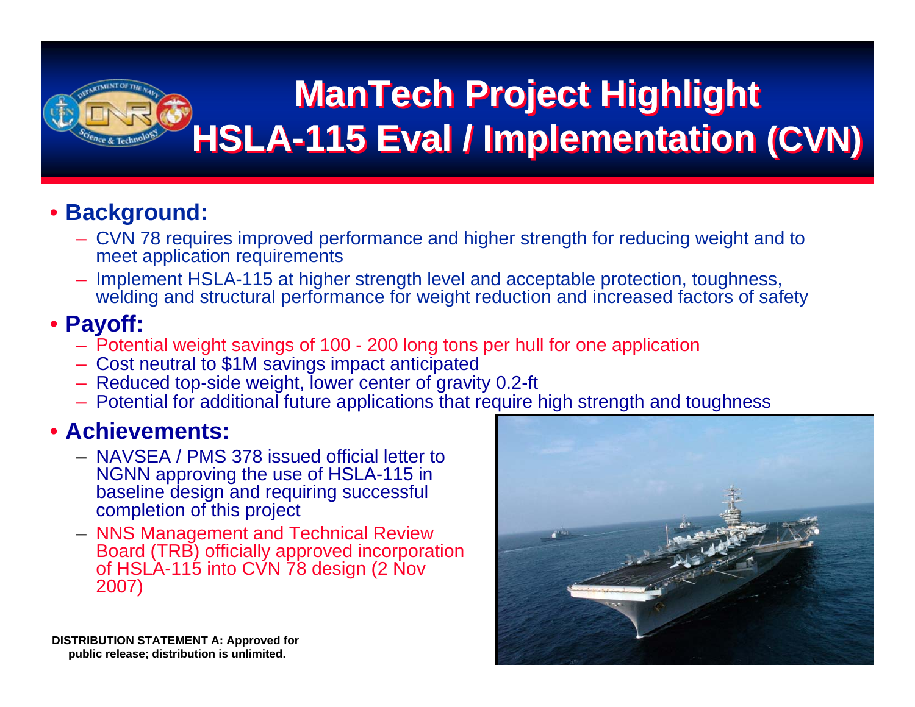# ManTech Project Highlight
# HSLA-115 Eval / Implementation (CVN)

- **Background:**
  - CVN 78 requires improved performance and higher strength for reducing weight and to meet application requirements
  - Implement HSLA-115 at higher strength level and acceptable protection, toughness, welding and structural performance for weight reduction and increased factors of safety
- **Payoff:**
  - Potential weight savings of 100 - 200 long tons per hull for one application
  - Cost neutral to $1M savings impact anticipated
  - Reduced top-side weight, lower center of gravity 0.2-ft
  - Potential for additional future applications that require high strength and toughness
- **Achievements:**
  - NAVSEA / PMS 378 issued official letter to NGNN approving the use of HSLA-115 in baseline design and requiring successful completion of this project
  - NNS Management and Technical Review Board (TRB) officially approved incorporation of HSLA-115 into CVN 78 design (2 Nov 2007)

**DISTRIBUTION STATEMENT A: Approved for public release; distribution is unlimited.**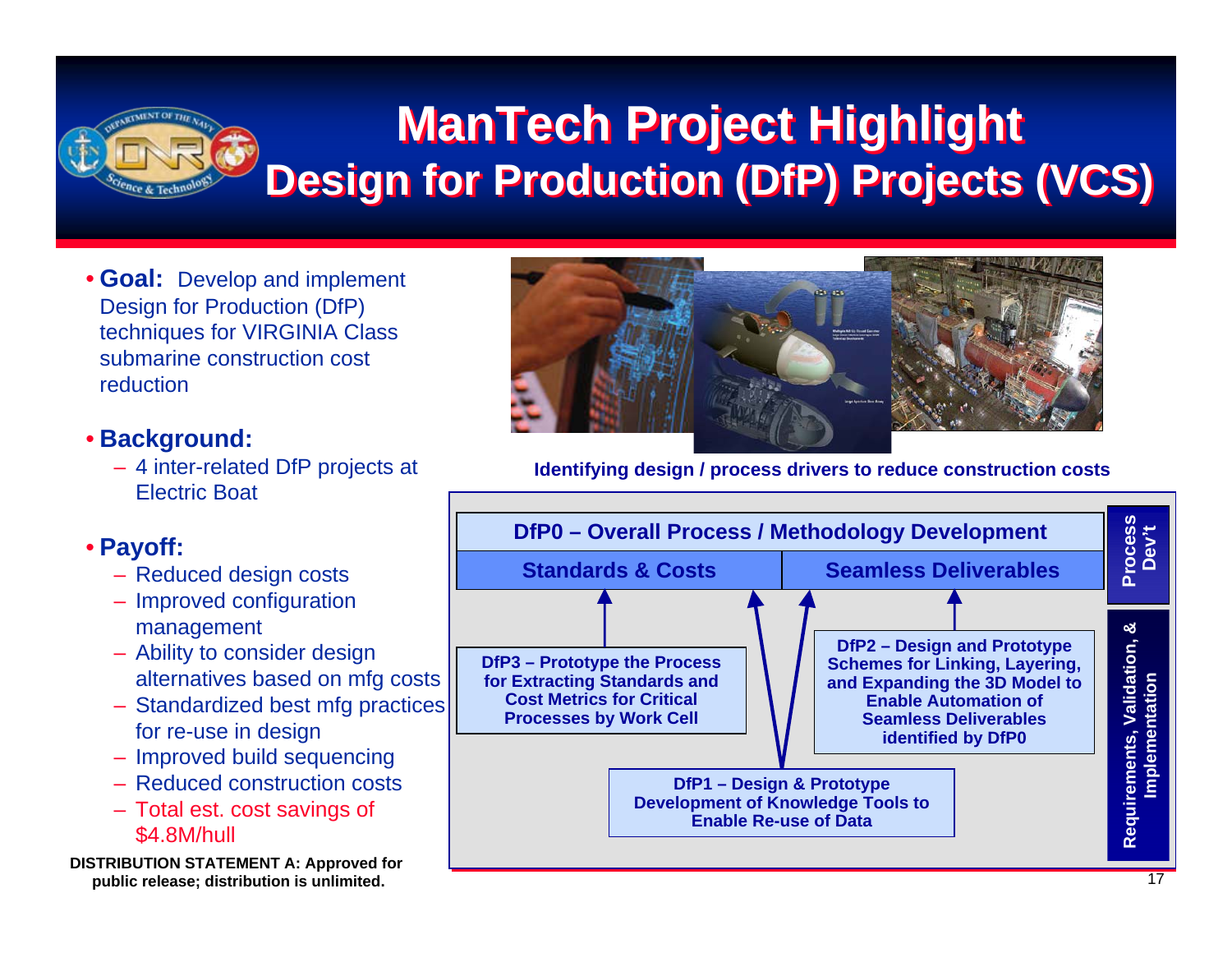# ManTech Project Highlight
## Design for Production (DfP) Projects (VCS)

- **Goal:** Develop and implement Design for Production (DfP) techniques for VIRGINIA Class submarine construction cost reduction

- **Background:**
  - 4 inter-related DfP projects at Electric Boat

- **Payoff:**
  - Reduced design costs
  - Improved configuration management
  - Ability to consider design alternatives based on mfg costs
  - Standardized best mfg practices for re-use in design
  - Improved build sequencing
  - Reduced construction costs
  - Total est. cost savings of $4.8M/hull

**Identifying design / process drivers to reduce construction costs**

**DfP0 – Overall Process / Methodology Development**

**Standards & Costs** | **Seamless Deliverables**

**Process Dev't**

**DfP3 – Prototype the Process for Extracting Standards and Cost Metrics for Critical Processes by Work Cell**

**DfP2 – Design and Prototype Schemes for Linking, Layering, and Expanding the 3D Model to Enable Automation of Seamless Deliverables identified by DfP0**

**DfP1 – Design & Prototype Development of Knowledge Tools to Enable Re-use of Data**

**Requirements, Validation, & Implementation**

**DISTRIBUTION STATEMENT A: Approved for public release; distribution is unlimited.**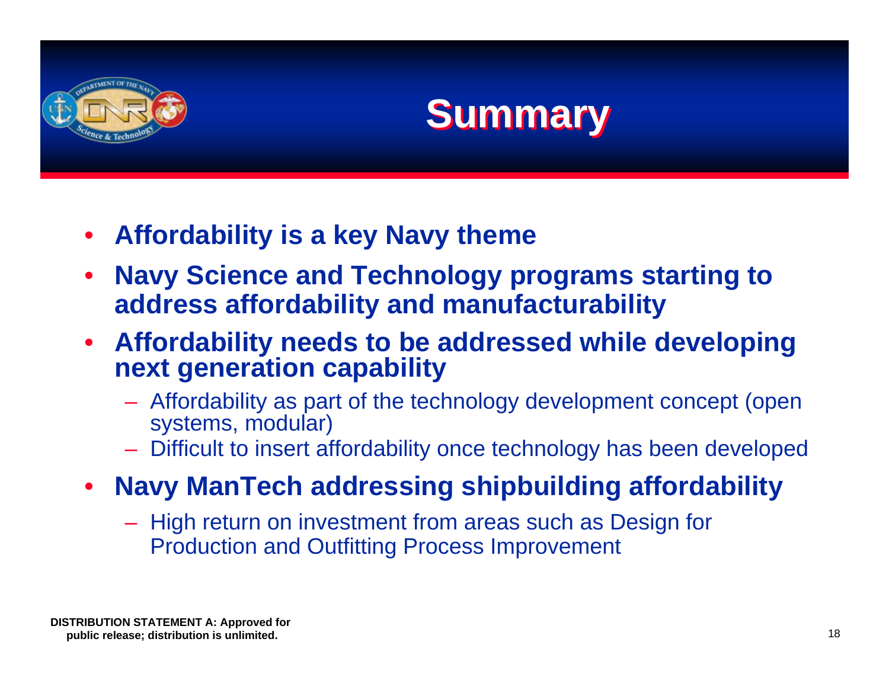# Summary

- **Affordability is a key Navy theme**
- **Navy Science and Technology programs starting to address affordability and manufacturability**
- **Affordability needs to be addressed while developing next generation capability**
  - Affordability as part of the technology development concept (open systems, modular)
  - Difficult to insert affordability once technology has been developed
- **Navy ManTech addressing shipbuilding affordability**
  - High return on investment from areas such as Design for Production and Outfitting Process Improvement

**DISTRIBUTION STATEMENT A: Approved for public release; distribution is unlimited.**